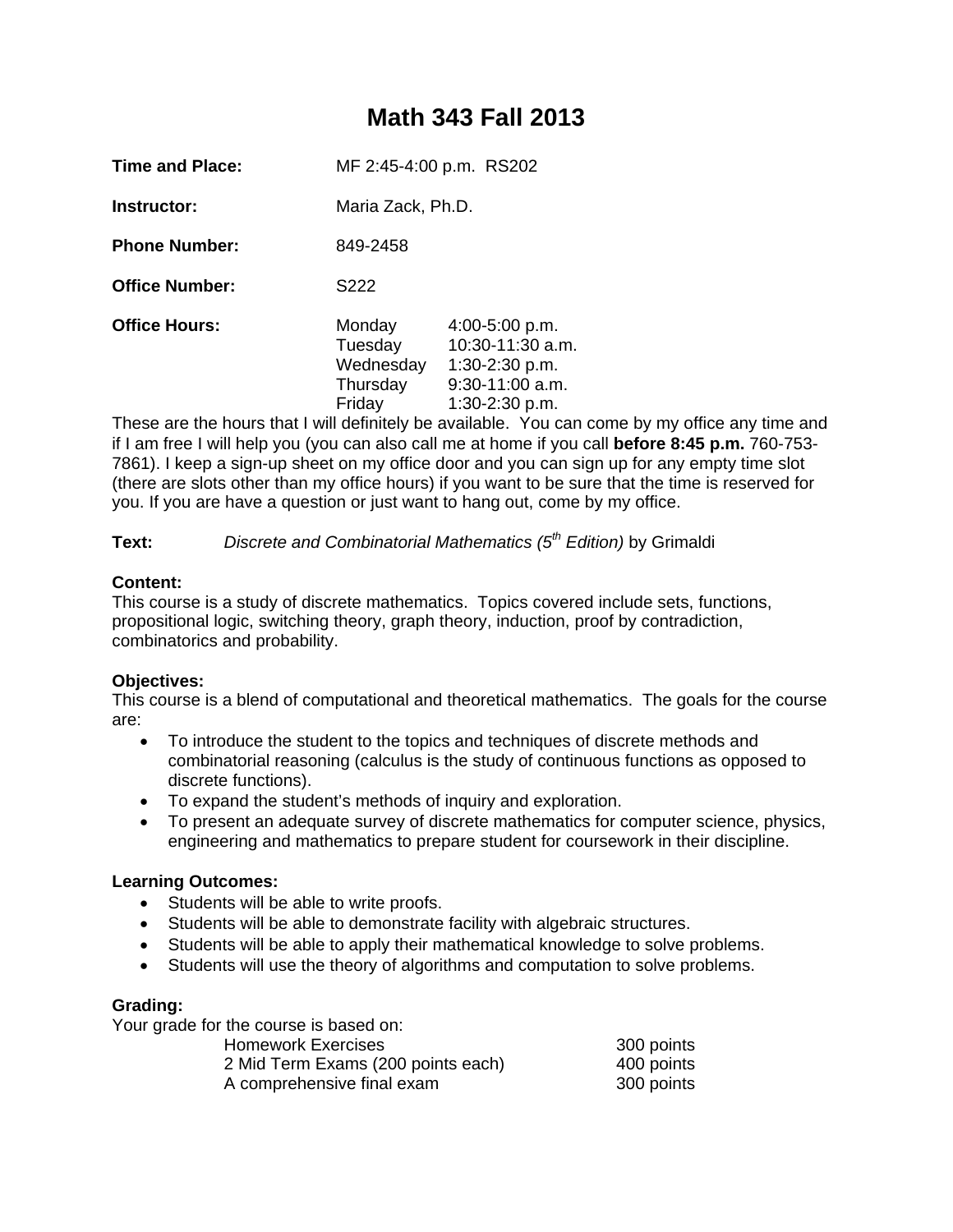# Math 343 Fall 2013

**Time and Place:** MF 2:45-4:00 p.m. RS202

**Instructor:** Maria Zack, Ph.D.

**Phone Number:** 849-2458

**Office Number:** S222

**Office Hours:**

| | |
|---|---|
| Monday | 4:00-5:00 p.m. |
| Tuesday | 10:30-11:30 a.m. |
| Wednesday | 1:30-2:30 p.m. |
| Thursday | 9:30-11:00 a.m. |
| Friday | 1:30-2:30 p.m. |

These are the hours that I will definitely be available. You can come by my office any time and if I am free I will help you (you can also call me at home if you call **before 8:45 p.m.** 760-753-7861). I keep a sign-up sheet on my office door and you can sign up for any empty time slot (there are slots other than my office hours) if you want to be sure that the time is reserved for you. If you are have a question or just want to hang out, come by my office.

**Text:** *Discrete and Combinatorial Mathematics (5th Edition)* by Grimaldi

**Content:**
This course is a study of discrete mathematics. Topics covered include sets, functions, propositional logic, switching theory, graph theory, induction, proof by contradiction, combinatorics and probability.

**Objectives:**
This course is a blend of computational and theoretical mathematics. The goals for the course are:

- To introduce the student to the topics and techniques of discrete methods and combinatorial reasoning (calculus is the study of continuous functions as opposed to discrete functions).
- To expand the student's methods of inquiry and exploration.
- To present an adequate survey of discrete mathematics for computer science, physics, engineering and mathematics to prepare student for coursework in their discipline.

**Learning Outcomes:**

- Students will be able to write proofs.
- Students will be able to demonstrate facility with algebraic structures.
- Students will be able to apply their mathematical knowledge to solve problems.
- Students will use the theory of algorithms and computation to solve problems.

**Grading:**
Your grade for the course is based on:

| | |
|---|---|
| Homework Exercises | 300 points |
| 2 Mid Term Exams (200 points each) | 400 points |
| A comprehensive final exam | 300 points |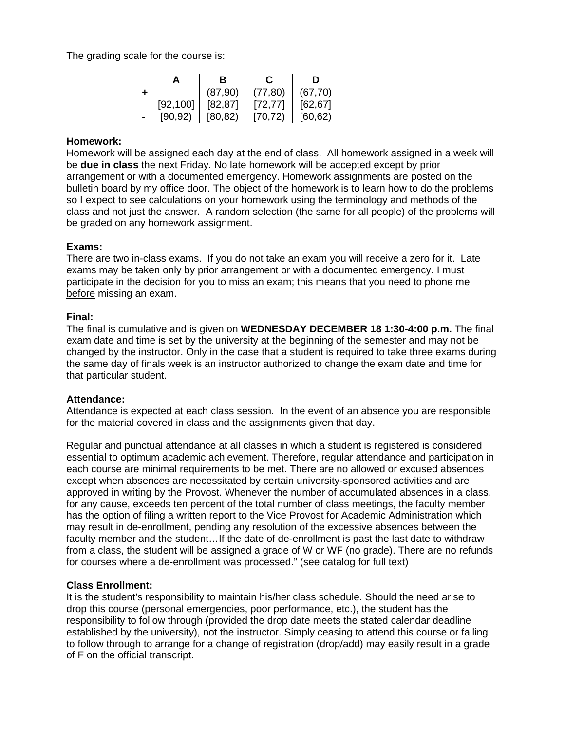The grading scale for the course is:

| | A | B | C | D |
|---|---|---|---|---|
| + | | (87,90) | (77,80) | (67,70) |
| | [92,100] | [82,87] | [72,77] | [62,67] |
| - | [90,92) | [80,82) | [70,72) | [60,62) |

**Homework:**
Homework will be assigned each day at the end of class. All homework assigned in a week will be **due in class** the next Friday. No late homework will be accepted except by prior arrangement or with a documented emergency. Homework assignments are posted on the bulletin board by my office door. The object of the homework is to learn how to do the problems so I expect to see calculations on your homework using the terminology and methods of the class and not just the answer. A random selection (the same for all people) of the problems will be graded on any homework assignment.

**Exams:**
There are two in-class exams. If you do not take an exam you will receive a zero for it. Late exams may be taken only by prior arrangement or with a documented emergency. I must participate in the decision for you to miss an exam; this means that you need to phone me before missing an exam.

**Final:**
The final is cumulative and is given on **WEDNESDAY DECEMBER 18 1:30-4:00 p.m.** The final exam date and time is set by the university at the beginning of the semester and may not be changed by the instructor. Only in the case that a student is required to take three exams during the same day of finals week is an instructor authorized to change the exam date and time for that particular student.

**Attendance:**
Attendance is expected at each class session. In the event of an absence you are responsible for the material covered in class and the assignments given that day.

Regular and punctual attendance at all classes in which a student is registered is considered essential to optimum academic achievement. Therefore, regular attendance and participation in each course are minimal requirements to be met. There are no allowed or excused absences except when absences are necessitated by certain university-sponsored activities and are approved in writing by the Provost. Whenever the number of accumulated absences in a class, for any cause, exceeds ten percent of the total number of class meetings, the faculty member has the option of filing a written report to the Vice Provost for Academic Administration which may result in de-enrollment, pending any resolution of the excessive absences between the faculty member and the student…If the date of de-enrollment is past the last date to withdraw from a class, the student will be assigned a grade of W or WF (no grade). There are no refunds for courses where a de-enrollment was processed." (see catalog for full text)

**Class Enrollment:**
It is the student's responsibility to maintain his/her class schedule. Should the need arise to drop this course (personal emergencies, poor performance, etc.), the student has the responsibility to follow through (provided the drop date meets the stated calendar deadline established by the university), not the instructor. Simply ceasing to attend this course or failing to follow through to arrange for a change of registration (drop/add) may easily result in a grade of F on the official transcript.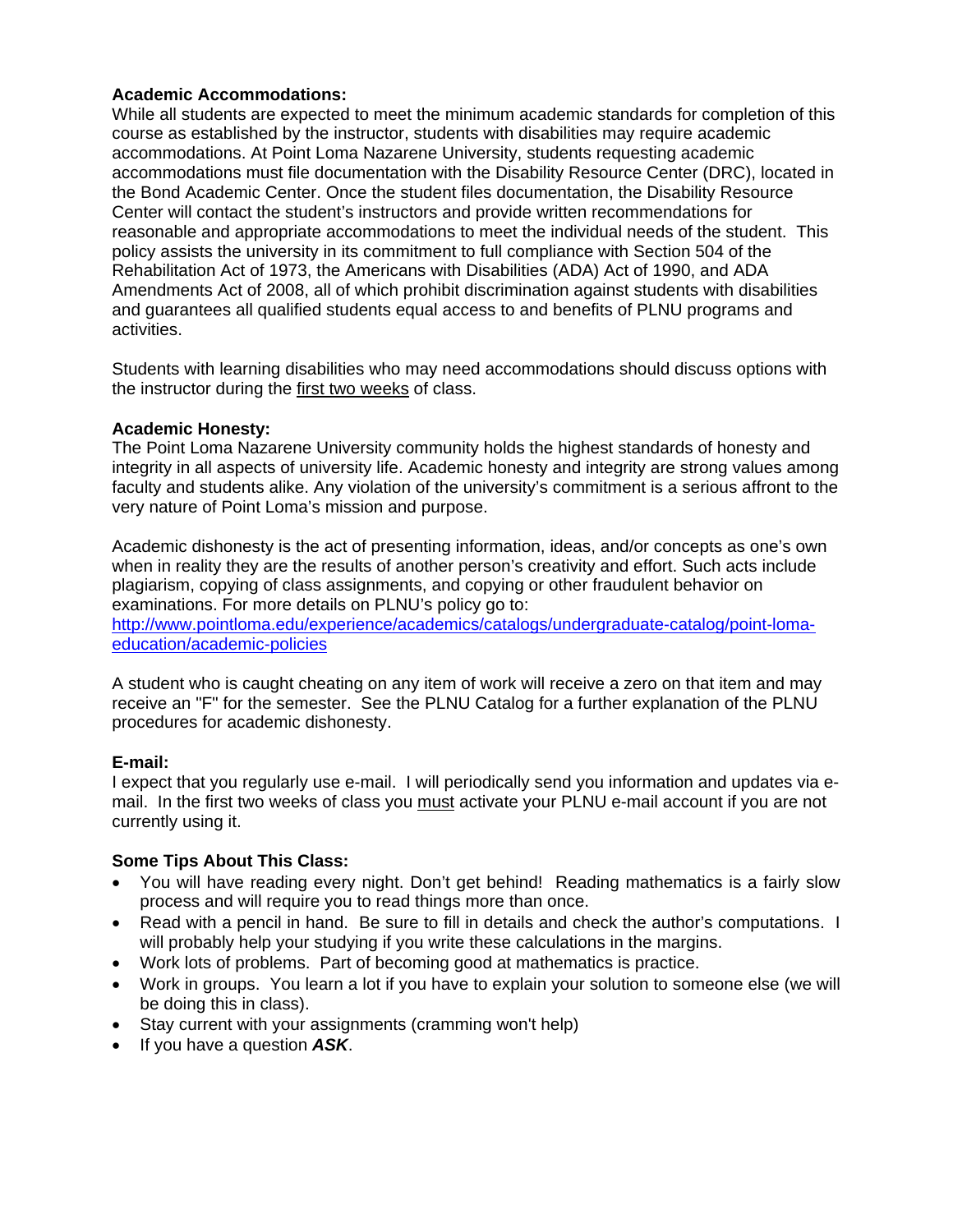**Academic Accommodations:**
While all students are expected to meet the minimum academic standards for completion of this course as established by the instructor, students with disabilities may require academic accommodations. At Point Loma Nazarene University, students requesting academic accommodations must file documentation with the Disability Resource Center (DRC), located in the Bond Academic Center. Once the student files documentation, the Disability Resource Center will contact the student's instructors and provide written recommendations for reasonable and appropriate accommodations to meet the individual needs of the student. This policy assists the university in its commitment to full compliance with Section 504 of the Rehabilitation Act of 1973, the Americans with Disabilities (ADA) Act of 1990, and ADA Amendments Act of 2008, all of which prohibit discrimination against students with disabilities and guarantees all qualified students equal access to and benefits of PLNU programs and activities.

Students with learning disabilities who may need accommodations should discuss options with the instructor during the first two weeks of class.

**Academic Honesty:**
The Point Loma Nazarene University community holds the highest standards of honesty and integrity in all aspects of university life. Academic honesty and integrity are strong values among faculty and students alike. Any violation of the university's commitment is a serious affront to the very nature of Point Loma's mission and purpose.

Academic dishonesty is the act of presenting information, ideas, and/or concepts as one's own when in reality they are the results of another person's creativity and effort. Such acts include plagiarism, copying of class assignments, and copying or other fraudulent behavior on examinations. For more details on PLNU's policy go to:
[http://www.pointloma.edu/experience/academics/catalogs/undergraduate-catalog/point-loma-education/academic-policies](http://www.pointloma.edu/experience/academics/catalogs/undergraduate-catalog/point-loma-education/academic-policies)

A student who is caught cheating on any item of work will receive a zero on that item and may receive an "F" for the semester. See the PLNU Catalog for a further explanation of the PLNU procedures for academic dishonesty.

**E-mail:**
I expect that you regularly use e-mail. I will periodically send you information and updates via e-mail. In the first two weeks of class you must activate your PLNU e-mail account if you are not currently using it.

**Some Tips About This Class:**
- You will have reading every night. Don't get behind! Reading mathematics is a fairly slow process and will require you to read things more than once.
- Read with a pencil in hand. Be sure to fill in details and check the author's computations. I will probably help your studying if you write these calculations in the margins.
- Work lots of problems. Part of becoming good at mathematics is practice.
- Work in groups. You learn a lot if you have to explain your solution to someone else (we will be doing this in class).
- Stay current with your assignments (cramming won't help)
- If you have a question ***ASK***.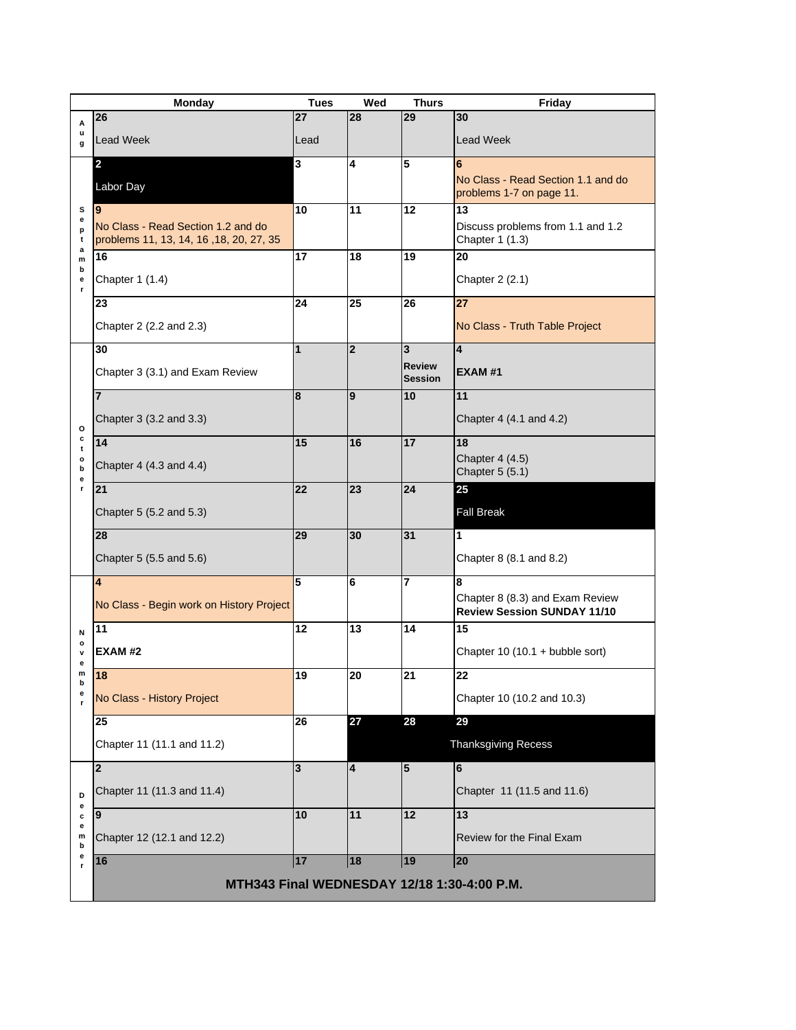| | Monday | Tues | Wed | Thurs | Friday |
|---|---|---|---|---|---|
| Aug | 26 Lead Week | 27 Lead | 28 | 29 | 30 Lead Week |
| September | 2 Labor Day | 3 | 4 | 5 | 6 No Class - Read Section 1.1 and do problems 1-7 on page 11. |
| | 9 No Class - Read Section 1.2 and do problems 11, 13, 14, 16 ,18, 20, 27, 35 | 10 | 11 | 12 | 13 Discuss problems from 1.1 and 1.2 Chapter 1 (1.3) |
| | 16 Chapter 1 (1.4) | 17 | 18 | 19 | 20 Chapter 2 (2.1) |
| | 23 Chapter 2 (2.2 and 2.3) | 24 | 25 | 26 | 27 No Class - Truth Table Project |
| October | 30 Chapter 3 (3.1) and Exam Review | 1 | 2 | 3 **Review Session** | 4 **EXAM #1** |
| | 7 Chapter 3 (3.2 and 3.3) | 8 | 9 | 10 | 11 Chapter 4 (4.1 and 4.2) |
| | 14 Chapter 4 (4.3 and 4.4) | 15 | 16 | 17 | 18 Chapter 4 (4.5) Chapter 5 (5.1) |
| | 21 Chapter 5 (5.2 and 5.3) | 22 | 23 | 24 | 25 Fall Break |
| | 28 Chapter 5 (5.5 and 5.6) | 29 | 30 | 31 | 1 Chapter 8 (8.1 and 8.2) |
| November | 4 No Class - Begin work on History Project | 5 | 6 | 7 | 8 Chapter 8 (8.3) and Exam Review **Review Session SUNDAY 11/10** |
| | 11 **EXAM #2** | 12 | 13 | 14 | 15 Chapter 10 (10.1 + bubble sort) |
| | 18 No Class - History Project | 19 | 20 | 21 | 22 Chapter 10 (10.2 and 10.3) |
| | 25 Chapter 11 (11.1 and 11.2) | 26 | 27 Thanksgiving Recess | 28 | 29 |
| December | 2 Chapter 11 (11.3 and 11.4) | 3 | 4 | 5 | 6 Chapter 11 (11.5 and 11.6) |
| | 9 Chapter 12 (12.1 and 12.2) | 10 | 11 | 12 | 13 Review for the Final Exam |
| | 16 **MTH343 Final WEDNESDAY 12/18 1:30-4:00 P.M.** | 17 | 18 | 19 | 20 |